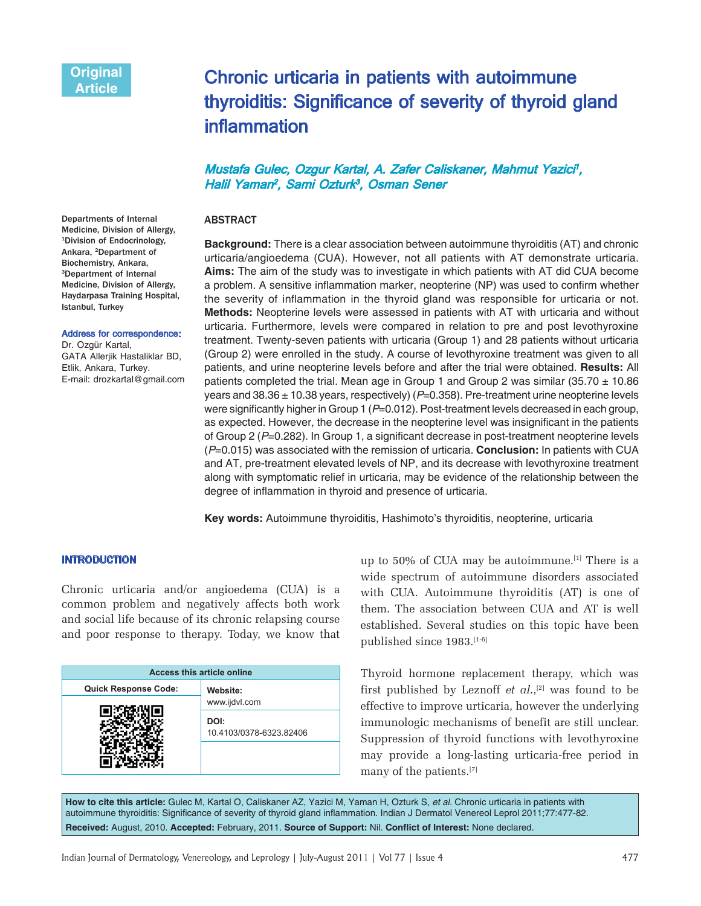Original Article

# Chronic urticaria in patients with autoimmune thyroiditis: Significance of severity of thyroid gland inflammation

*Mustafa Gulec, Ozgur Kartal, A. Zafer Caliskaner, Mahmut Yazici[1], Halil Yaman[2], Sami Ozturk[3], Osman Sener*

Departments of Internal Medicine, Division of Allergy, [1]Division of Endocrinology, Ankara, [2]Department of Biochemistry, Ankara, [3]Department of Internal Medicine, Division of Allergy, Haydarpasa Training Hospital, Istanbul, Turkey

**Address for correspondence:**
Dr. Özgür Kartal,
GATA Allerjik Hastaliklar BD,
Etlik, Ankara, Turkey.
E-mail: drozkartal@gmail.com

## ABSTRACT

**Background:** There is a clear association between autoimmune thyroiditis (AT) and chronic urticaria/angioedema (CUA). However, not all patients with AT demonstrate urticaria. **Aims:** The aim of the study was to investigate in which patients with AT did CUA become a problem. A sensitive inflammation marker, neopterine (NP) was used to confirm whether the severity of inflammation in the thyroid gland was responsible for urticaria or not. **Methods:** Neopterine levels were assessed in patients with AT with urticaria and without urticaria. Furthermore, levels were compared in relation to pre and post levothyroxine treatment. Twenty-seven patients with urticaria (Group 1) and 28 patients without urticaria (Group 2) were enrolled in the study. A course of levothyroxine treatment was given to all patients, and urine neopterine levels before and after the trial were obtained. **Results:** All patients completed the trial. Mean age in Group 1 and Group 2 was similar (35.70 ± 10.86 years and 38.36 ± 10.38 years, respectively) ($P$=0.358). Pre-treatment urine neopterine levels were significantly higher in Group 1 ($P$=0.012). Post-treatment levels decreased in each group, as expected. However, the decrease in the neopterine level was insignificant in the patients of Group 2 ($P$=0.282). In Group 1, a significant decrease in post-treatment neopterine levels ($P$=0.015) was associated with the remission of urticaria. **Conclusion:** In patients with CUA and AT, pre-treatment elevated levels of NP, and its decrease with levothyroxine treatment along with symptomatic relief in urticaria, may be evidence of the relationship between the degree of inflammation in thyroid and presence of urticaria.

**Key words:** Autoimmune thyroiditis, Hashimoto's thyroiditis, neopterine, urticaria

## INTRODUCTION

Chronic urticaria and/or angioedema (CUA) is a common problem and negatively affects both work and social life because of its chronic relapsing course and poor response to therapy. Today, we know that up to 50% of CUA may be autoimmune.[1] There is a wide spectrum of autoimmune disorders associated with CUA. Autoimmune thyroiditis (AT) is one of them. The association between CUA and AT is well established. Several studies on this topic have been published since 1983.[1-6]

Thyroid hormone replacement therapy, which was first published by Leznoff *et al.*,[2] was found to be effective to improve urticaria, however the underlying immunologic mechanisms of benefit are still unclear. Suppression of thyroid functions with levothyroxine may provide a long-lasting urticaria-free period in many of the patients.[7]

| Access this article online | |
|---|---|
| Quick Response Code: | Website: www.ijdvl.com |
| | DOI: 10.4103/0378-6323.82406 |

**How to cite this article:** Gulec M, Kartal O, Caliskaner AZ, Yazici M, Yaman H, Ozturk S, *et al*. Chronic urticaria in patients with autoimmune thyroiditis: Significance of severity of thyroid gland inflammation. Indian J Dermatol Venereol Leprol 2011;77:477-82.
**Received:** August, 2010. **Accepted:** February, 2011. **Source of Support:** Nil. **Conflict of Interest:** None declared.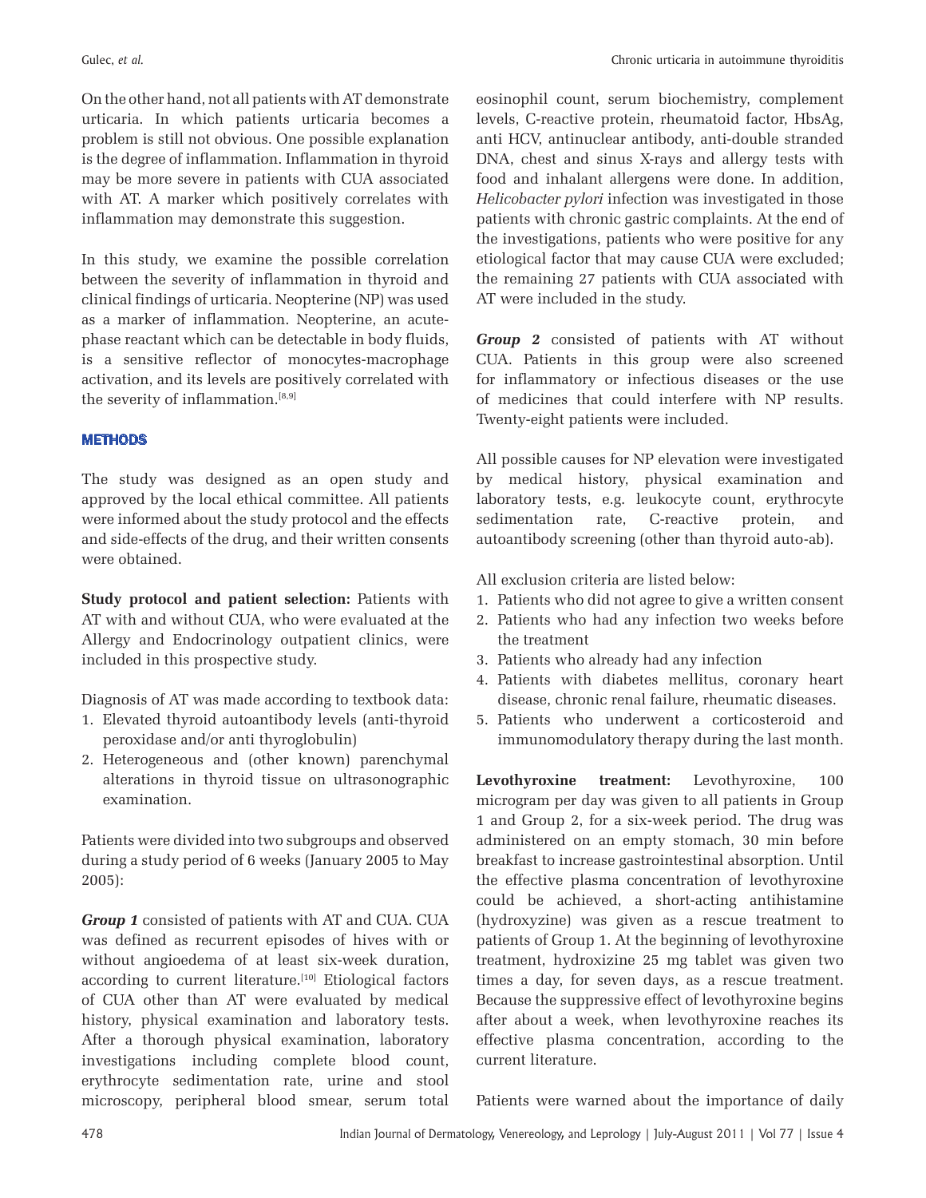On the other hand, not all patients with AT demonstrate urticaria. In which patients urticaria becomes a problem is still not obvious. One possible explanation is the degree of inflammation. Inflammation in thyroid may be more severe in patients with CUA associated with AT. A marker which positively correlates with inflammation may demonstrate this suggestion.

In this study, we examine the possible correlation between the severity of inflammation in thyroid and clinical findings of urticaria. Neopterine (NP) was used as a marker of inflammation. Neopterine, an acute-phase reactant which can be detectable in body fluids, is a sensitive reflector of monocytes-macrophage activation, and its levels are positively correlated with the severity of inflammation.[8,9]

## METHODS

The study was designed as an open study and approved by the local ethical committee. All patients were informed about the study protocol and the effects and side-effects of the drug, and their written consents were obtained.

**Study protocol and patient selection:** Patients with AT with and without CUA, who were evaluated at the Allergy and Endocrinology outpatient clinics, were included in this prospective study.

Diagnosis of AT was made according to textbook data:

1. Elevated thyroid autoantibody levels (anti-thyroid peroxidase and/or anti thyroglobulin)
2. Heterogeneous and (other known) parenchymal alterations in thyroid tissue on ultrasonographic examination.

Patients were divided into two subgroups and observed during a study period of 6 weeks (January 2005 to May 2005):

***Group 1*** consisted of patients with AT and CUA. CUA was defined as recurrent episodes of hives with or without angioedema of at least six-week duration, according to current literature.[10] Etiological factors of CUA other than AT were evaluated by medical history, physical examination and laboratory tests. After a thorough physical examination, laboratory investigations including complete blood count, erythrocyte sedimentation rate, urine and stool microscopy, peripheral blood smear, serum total eosinophil count, serum biochemistry, complement levels, C-reactive protein, rheumatoid factor, HbsAg, anti HCV, antinuclear antibody, anti-double stranded DNA, chest and sinus X-rays and allergy tests with food and inhalant allergens were done. In addition, *Helicobacter pylori* infection was investigated in those patients with chronic gastric complaints. At the end of the investigations, patients who were positive for any etiological factor that may cause CUA were excluded; the remaining 27 patients with CUA associated with AT were included in the study.

***Group 2*** consisted of patients with AT without CUA. Patients in this group were also screened for inflammatory or infectious diseases or the use of medicines that could interfere with NP results. Twenty-eight patients were included.

All possible causes for NP elevation were investigated by medical history, physical examination and laboratory tests, e.g. leukocyte count, erythrocyte sedimentation rate, C-reactive protein, and autoantibody screening (other than thyroid auto-ab).

All exclusion criteria are listed below:

1. Patients who did not agree to give a written consent
2. Patients who had any infection two weeks before the treatment
3. Patients who already had any infection
4. Patients with diabetes mellitus, coronary heart disease, chronic renal failure, rheumatic diseases.
5. Patients who underwent a corticosteroid and immunomodulatory therapy during the last month.

**Levothyroxine treatment:** Levothyroxine, 100 microgram per day was given to all patients in Group 1 and Group 2, for a six-week period. The drug was administered on an empty stomach, 30 min before breakfast to increase gastrointestinal absorption. Until the effective plasma concentration of levothyroxine could be achieved, a short-acting antihistamine (hydroxyzine) was given as a rescue treatment to patients of Group 1. At the beginning of levothyroxine treatment, hydroxizine 25 mg tablet was given two times a day, for seven days, as a rescue treatment. Because the suppressive effect of levothyroxine begins after about a week, when levothyroxine reaches its effective plasma concentration, according to the current literature.

Patients were warned about the importance of daily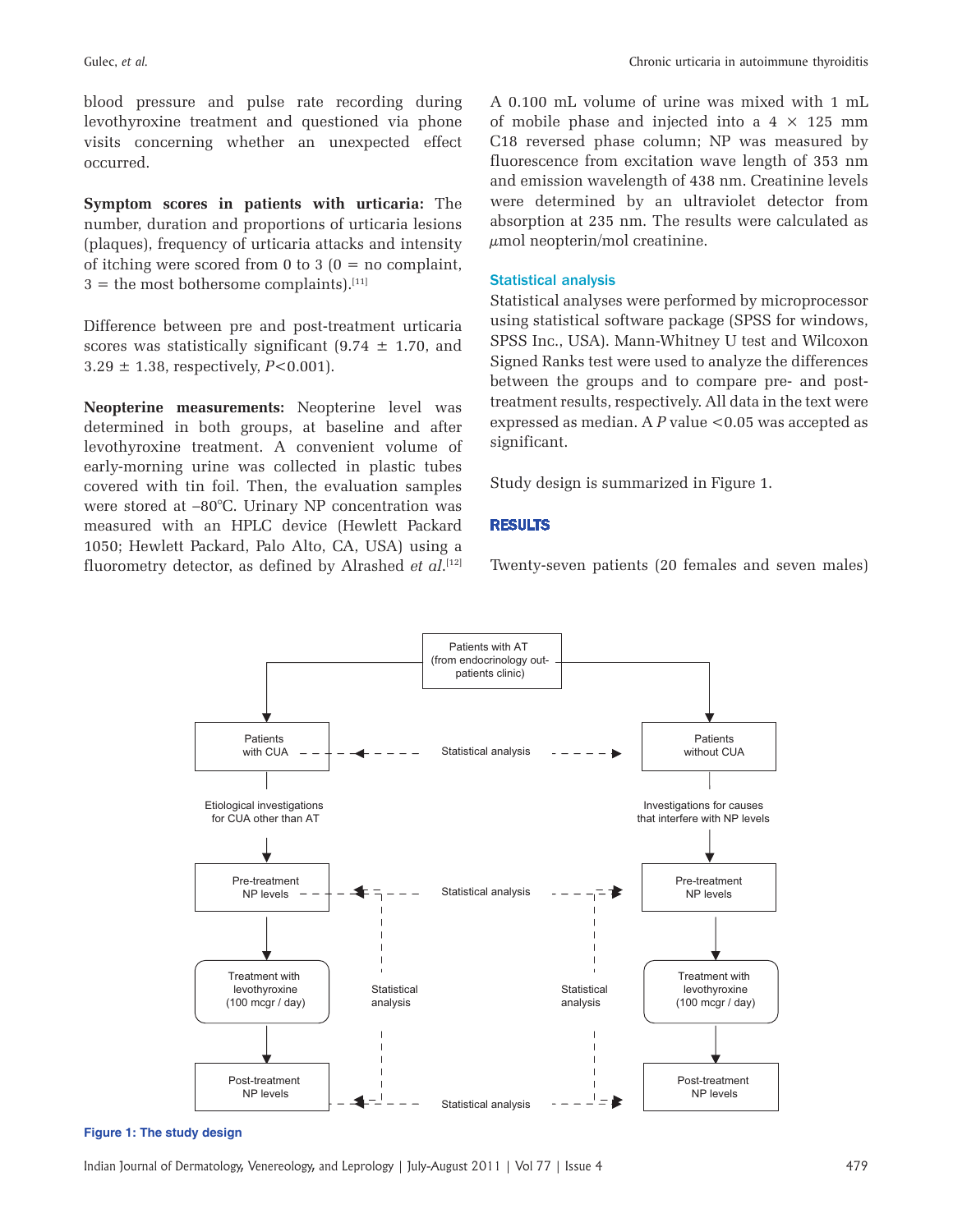blood pressure and pulse rate recording during levothyroxine treatment and questioned via phone visits concerning whether an unexpected effect occurred.

**Symptom scores in patients with urticaria:** The number, duration and proportions of urticaria lesions (plaques), frequency of urticaria attacks and intensity of itching were scored from 0 to 3 (0 = no complaint, 3 = the most bothersome complaints).[11]

Difference between pre and post-treatment urticaria scores was statistically significant (9.74 ± 1.70, and 3.29 ± 1.38, respectively, $P$<0.001).

**Neopterine measurements:** Neopterine level was determined in both groups, at baseline and after levothyroxine treatment. A convenient volume of early-morning urine was collected in plastic tubes covered with tin foil. Then, the evaluation samples were stored at –80°C. Urinary NP concentration was measured with an HPLC device (Hewlett Packard 1050; Hewlett Packard, Palo Alto, CA, USA) using a fluorometry detector, as defined by Alrashed *et al*.[12] A 0.100 mL volume of urine was mixed with 1 mL of mobile phase and injected into a 4 × 125 mm C18 reversed phase column; NP was measured by fluorescence from excitation wave length of 353 nm and emission wavelength of 438 nm. Creatinine levels were determined by an ultraviolet detector from absorption at 235 nm. The results were calculated as $\mu$mol neopterin/mol creatinine.

## Statistical analysis

Statistical analyses were performed by microprocessor using statistical software package (SPSS for windows, SPSS Inc., USA). Mann-Whitney U test and Wilcoxon Signed Ranks test were used to analyze the differences between the groups and to compare pre- and post-treatment results, respectively. All data in the text were expressed as median. A $P$ value <0.05 was accepted as significant.

Study design is summarized in Figure 1.

# RESULTS

Twenty-seven patients (20 females and seven males)

Patients with AT (from endocrinology out-patients clinic) → Patients with CUA / Patients without CUA (Statistical analysis)

Patients with CUA → Etiological investigations for CUA other than AT → Pre-treatment NP levels → Treatment with levothyroxine (100 mcgr / day) → Post-treatment NP levels

Patients without CUA → Investigations for causes that interfere with NP levels → Pre-treatment NP levels → Treatment with levothyroxine (100 mcgr / day) → Post-treatment NP levels

Statistical analysis (between groups at pre-treatment and post-treatment NP levels; within groups between pre- and post-treatment NP levels)

**Figure 1: The study design**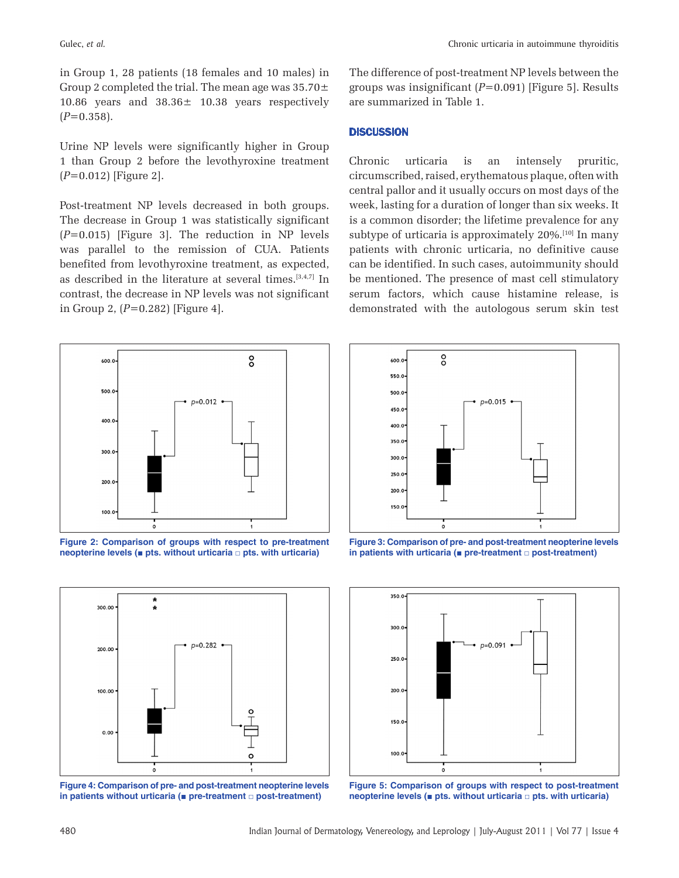in Group 1, 28 patients (18 females and 10 males) in Group 2 completed the trial. The mean age was 35.70± 10.86 years and 38.36± 10.38 years respectively ($P$=0.358).

Urine NP levels were significantly higher in Group 1 than Group 2 before the levothyroxine treatment ($P$=0.012) [Figure 2].

Post-treatment NP levels decreased in both groups. The decrease in Group 1 was statistically significant ($P$=0.015) [Figure 3]. The reduction in NP levels was parallel to the remission of CUA. Patients benefited from levothyroxine treatment, as expected, as described in the literature at several times.[3,4,7] In contrast, the decrease in NP levels was not significant in Group 2, ($P$=0.282) [Figure 4].

The difference of post-treatment NP levels between the groups was insignificant ($P$=0.091) [Figure 5]. Results are summarized in Table 1.

## DISCUSSION

Chronic urticaria is an intensely pruritic, circumscribed, raised, erythematous plaque, often with central pallor and it usually occurs on most days of the week, lasting for a duration of longer than six weeks. It is a common disorder; the lifetime prevalence for any subtype of urticaria is approximately 20%.[10] In many patients with chronic urticaria, no definitive cause can be identified. In such cases, autoimmunity should be mentioned. The presence of mast cell stimulatory serum factors, which cause histamine release, is demonstrated with the autologous serum skin test

**Figure 2: Comparison of groups with respect to pre-treatment neopterine levels (■ pts. without urticaria □ pts. with urticaria)**

**Figure 3: Comparison of pre- and post-treatment neopterine levels in patients with urticaria (■ pre-treatment □ post-treatment)**

**Figure 4: Comparison of pre- and post-treatment neopterine levels in patients without urticaria (■ pre-treatment □ post-treatment)**

**Figure 5: Comparison of groups with respect to post-treatment neopterine levels (■ pts. without urticaria □ pts. with urticaria)**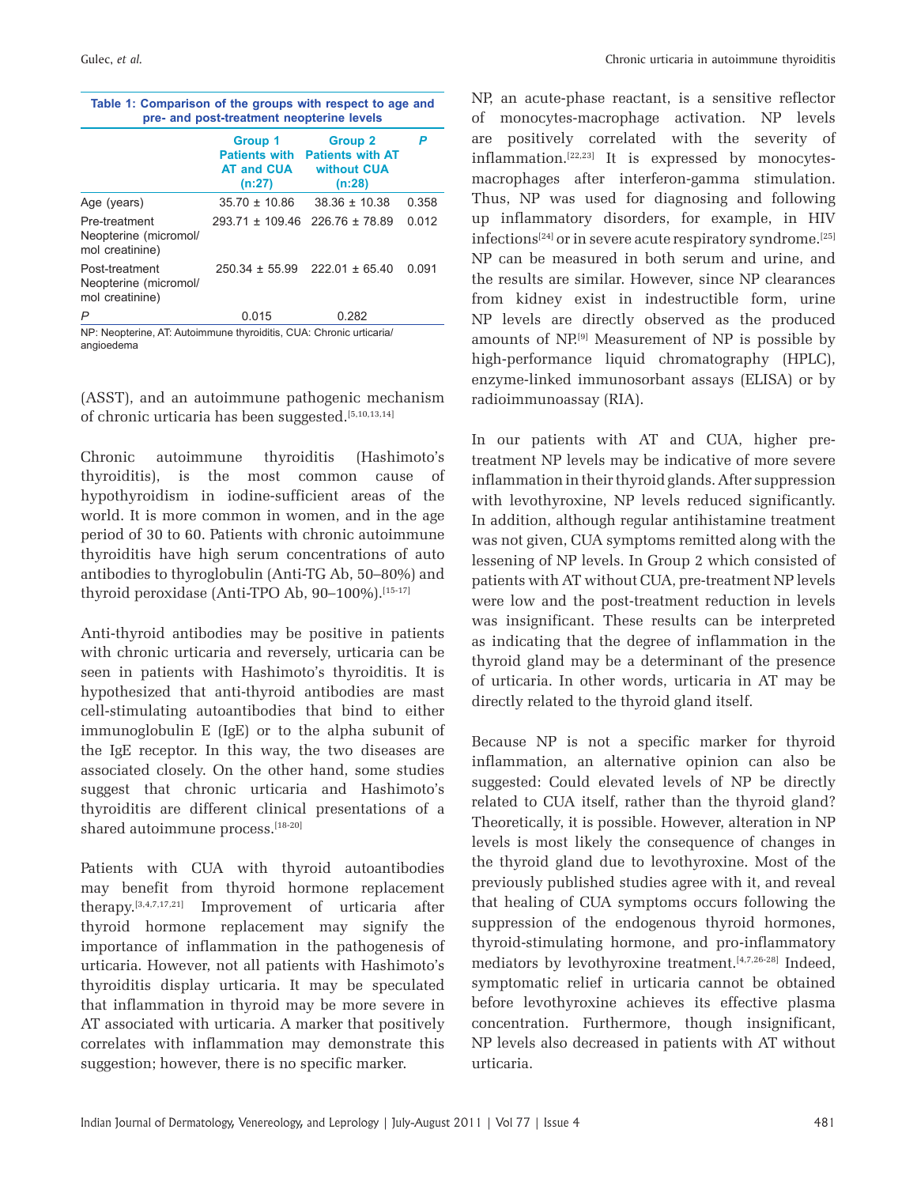**Table 1: Comparison of the groups with respect to age and pre- and post-treatment neopterine levels**

| | Group 1 Patients with AT and CUA (n:27) | Group 2 Patients with AT without CUA (n:28) | P |
|---|---|---|---|
| Age (years) | 35.70 ± 10.86 | 38.36 ± 10.38 | 0.358 |
| Pre-treatment Neopterine (micromol/mol creatinine) | 293.71 ± 109.46 | 226.76 ± 78.89 | 0.012 |
| Post-treatment Neopterine (micromol/mol creatinine) | 250.34 ± 55.99 | 222.01 ± 65.40 | 0.091 |
| P | 0.015 | 0.282 | |

NP: Neopterine, AT: Autoimmune thyroiditis, CUA: Chronic urticaria/angioedema

(ASST), and an autoimmune pathogenic mechanism of chronic urticaria has been suggested.[5,10,13,14]

Chronic autoimmune thyroiditis (Hashimoto's thyroiditis), is the most common cause of hypothyroidism in iodine-sufficient areas of the world. It is more common in women, and in the age period of 30 to 60. Patients with chronic autoimmune thyroiditis have high serum concentrations of auto antibodies to thyroglobulin (Anti-TG Ab, 50–80%) and thyroid peroxidase (Anti-TPO Ab, 90–100%).[15-17]

Anti-thyroid antibodies may be positive in patients with chronic urticaria and reversely, urticaria can be seen in patients with Hashimoto's thyroiditis. It is hypothesized that anti-thyroid antibodies are mast cell-stimulating autoantibodies that bind to either immunoglobulin E (IgE) or to the alpha subunit of the IgE receptor. In this way, the two diseases are associated closely. On the other hand, some studies suggest that chronic urticaria and Hashimoto's thyroiditis are different clinical presentations of a shared autoimmune process.[18-20]

Patients with CUA with thyroid autoantibodies may benefit from thyroid hormone replacement therapy.[3,4,7,17,21] Improvement of urticaria after thyroid hormone replacement may signify the importance of inflammation in the pathogenesis of urticaria. However, not all patients with Hashimoto's thyroiditis display urticaria. It may be speculated that inflammation in thyroid may be more severe in AT associated with urticaria. A marker that positively correlates with inflammation may demonstrate this suggestion; however, there is no specific marker.

NP, an acute-phase reactant, is a sensitive reflector of monocytes-macrophage activation. NP levels are positively correlated with the severity of inflammation.[22,23] It is expressed by monocytes-macrophages after interferon-gamma stimulation. Thus, NP was used for diagnosing and following up inflammatory disorders, for example, in HIV infections[24] or in severe acute respiratory syndrome.[25] NP can be measured in both serum and urine, and the results are similar. However, since NP clearances from kidney exist in indestructible form, urine NP levels are directly observed as the produced amounts of NP.[9] Measurement of NP is possible by high-performance liquid chromatography (HPLC), enzyme-linked immunosorbant assays (ELISA) or by radioimmunoassay (RIA).

In our patients with AT and CUA, higher pre-treatment NP levels may be indicative of more severe inflammation in their thyroid glands. After suppression with levothyroxine, NP levels reduced significantly. In addition, although regular antihistamine treatment was not given, CUA symptoms remitted along with the lessening of NP levels. In Group 2 which consisted of patients with AT without CUA, pre-treatment NP levels were low and the post-treatment reduction in levels was insignificant. These results can be interpreted as indicating that the degree of inflammation in the thyroid gland may be a determinant of the presence of urticaria. In other words, urticaria in AT may be directly related to the thyroid gland itself.

Because NP is not a specific marker for thyroid inflammation, an alternative opinion can also be suggested: Could elevated levels of NP be directly related to CUA itself, rather than the thyroid gland? Theoretically, it is possible. However, alteration in NP levels is most likely the consequence of changes in the thyroid gland due to levothyroxine. Most of the previously published studies agree with it, and reveal that healing of CUA symptoms occurs following the suppression of the endogenous thyroid hormones, thyroid-stimulating hormone, and pro-inflammatory mediators by levothyroxine treatment.[4,7,26-28] Indeed, symptomatic relief in urticaria cannot be obtained before levothyroxine achieves its effective plasma concentration. Furthermore, though insignificant, NP levels also decreased in patients with AT without urticaria.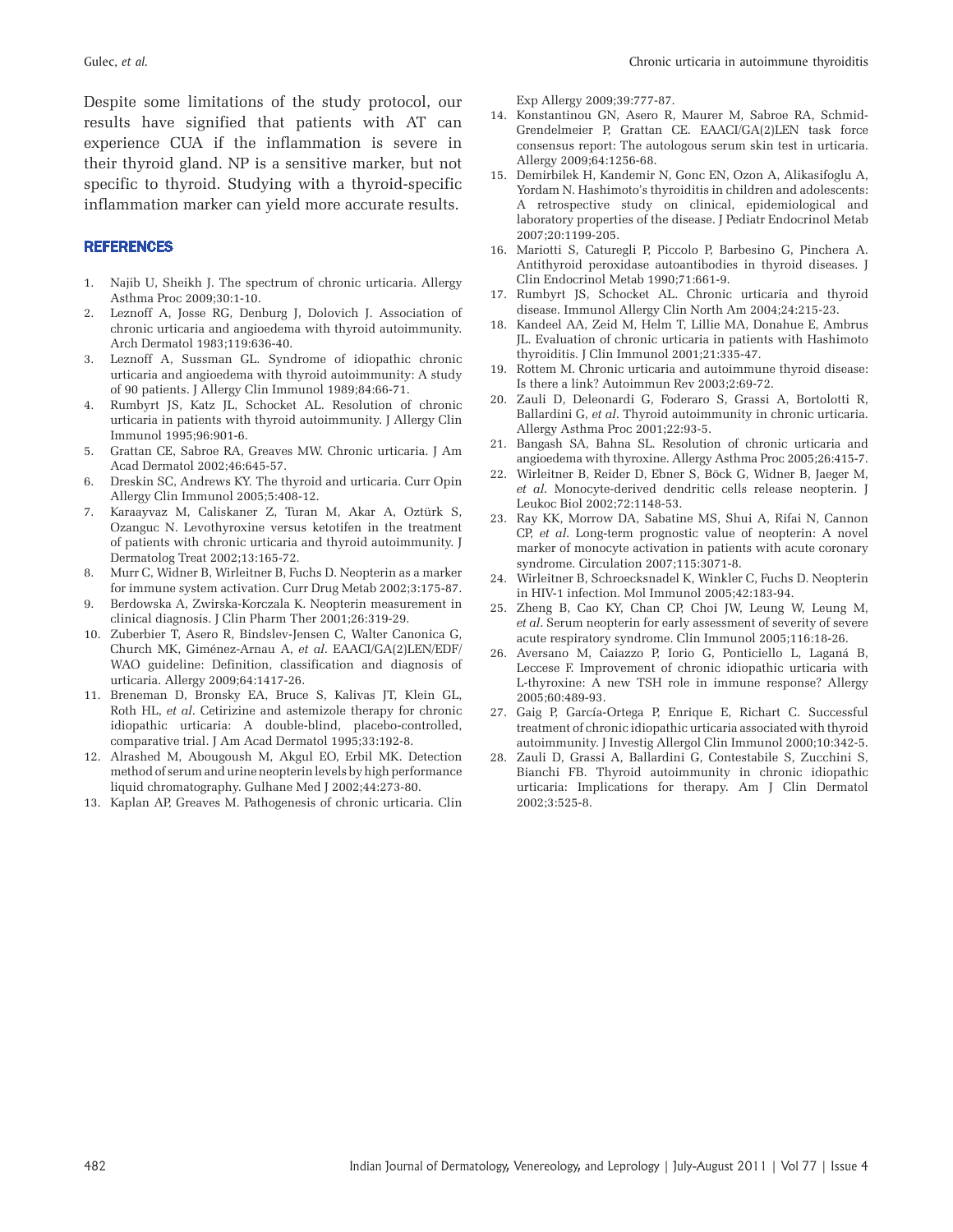Despite some limitations of the study protocol, our results have signified that patients with AT can experience CUA if the inflammation is severe in their thyroid gland. NP is a sensitive marker, but not specific to thyroid. Studying with a thyroid-specific inflammation marker can yield more accurate results.

## REFERENCES

1. Najib U, Sheikh J. The spectrum of chronic urticaria. Allergy Asthma Proc 2009;30:1-10.
2. Leznoff A, Josse RG, Denburg J, Dolovich J. Association of chronic urticaria and angioedema with thyroid autoimmunity. Arch Dermatol 1983;119:636-40.
3. Leznoff A, Sussman GL. Syndrome of idiopathic chronic urticaria and angioedema with thyroid autoimmunity: A study of 90 patients. J Allergy Clin Immunol 1989;84:66-71.
4. Rumbyrt JS, Katz JL, Schocket AL. Resolution of chronic urticaria in patients with thyroid autoimmunity. J Allergy Clin Immunol 1995;96:901-6.
5. Grattan CE, Sabroe RA, Greaves MW. Chronic urticaria. J Am Acad Dermatol 2002;46:645-57.
6. Dreskin SC, Andrews KY. The thyroid and urticaria. Curr Opin Allergy Clin Immunol 2005;5:408-12.
7. Karaayvaz M, Caliskaner Z, Turan M, Akar A, Oztürk S, Ozanguc N. Levothyroxine versus ketotifen in the treatment of patients with chronic urticaria and thyroid autoimmunity. J Dermatolog Treat 2002;13:165-72.
8. Murr C, Widner B, Wirleitner B, Fuchs D. Neopterin as a marker for immune system activation. Curr Drug Metab 2002;3:175-87.
9. Berdowska A, Zwirska-Korczala K. Neopterin measurement in clinical diagnosis. J Clin Pharm Ther 2001;26:319-29.
10. Zuberbier T, Asero R, Bindslev-Jensen C, Walter Canonica G, Church MK, Giménez-Arnau A, *et al*. EAACI/GA(2)LEN/EDF/WAO guideline: Definition, classification and diagnosis of urticaria. Allergy 2009;64:1417-26.
11. Breneman D, Bronsky EA, Bruce S, Kalivas JT, Klein GL, Roth HL, *et al*. Cetirizine and astemizole therapy for chronic idiopathic urticaria: A double-blind, placebo-controlled, comparative trial. J Am Acad Dermatol 1995;33:192-8.
12. Alrashed M, Abougoush M, Akgul EO, Erbil MK. Detection method of serum and urine neopterin levels by high performance liquid chromatography. Gulhane Med J 2002;44:273-80.
13. Kaplan AP, Greaves M. Pathogenesis of chronic urticaria. Clin Exp Allergy 2009;39:777-87.
14. Konstantinou GN, Asero R, Maurer M, Sabroe RA, Schmid-Grendelmeier P, Grattan CE. EAACI/GA(2)LEN task force consensus report: The autologous serum skin test in urticaria. Allergy 2009;64:1256-68.
15. Demirbilek H, Kandemir N, Gonc EN, Ozon A, Alikasifoglu A, Yordam N. Hashimoto's thyroiditis in children and adolescents: A retrospective study on clinical, epidemiological and laboratory properties of the disease. J Pediatr Endocrinol Metab 2007;20:1199-205.
16. Mariotti S, Caturegli P, Piccolo P, Barbesino G, Pinchera A. Antithyroid peroxidase autoantibodies in thyroid diseases. J Clin Endocrinol Metab 1990;71:661-9.
17. Rumbyrt JS, Schocket AL. Chronic urticaria and thyroid disease. Immunol Allergy Clin North Am 2004;24:215-23.
18. Kandeel AA, Zeid M, Helm T, Lillie MA, Donahue E, Ambrus JL. Evaluation of chronic urticaria in patients with Hashimoto thyroiditis. J Clin Immunol 2001;21:335-47.
19. Rottem M. Chronic urticaria and autoimmune thyroid disease: Is there a link? Autoimmun Rev 2003;2:69-72.
20. Zauli D, Deleonardi G, Foderaro S, Grassi A, Bortolotti R, Ballardini G, *et al*. Thyroid autoimmunity in chronic urticaria. Allergy Asthma Proc 2001;22:93-5.
21. Bangash SA, Bahna SL. Resolution of chronic urticaria and angioedema with thyroxine. Allergy Asthma Proc 2005;26:415-7.
22. Wirleitner B, Reider D, Ebner S, Böck G, Widner B, Jaeger M, *et al*. Monocyte-derived dendritic cells release neopterin. J Leukoc Biol 2002;72:1148-53.
23. Ray KK, Morrow DA, Sabatine MS, Shui A, Rifai N, Cannon CP, *et al*. Long-term prognostic value of neopterin: A novel marker of monocyte activation in patients with acute coronary syndrome. Circulation 2007;115:3071-8.
24. Wirleitner B, Schroecksnadel K, Winkler C, Fuchs D. Neopterin in HIV-1 infection. Mol Immunol 2005;42:183-94.
25. Zheng B, Cao KY, Chan CP, Choi JW, Leung W, Leung M, *et al*. Serum neopterin for early assessment of severity of severe acute respiratory syndrome. Clin Immunol 2005;116:18-26.
26. Aversano M, Caiazzo P, Iorio G, Ponticiello L, Laganá B, Leccese F. Improvement of chronic idiopathic urticaria with L-thyroxine: A new TSH role in immune response? Allergy 2005;60:489-93.
27. Gaig P, García-Ortega P, Enrique E, Richart C. Successful treatment of chronic idiopathic urticaria associated with thyroid autoimmunity. J Investig Allergol Clin Immunol 2000;10:342-5.
28. Zauli D, Grassi A, Ballardini G, Contestabile S, Zucchini S, Bianchi FB. Thyroid autoimmunity in chronic idiopathic urticaria: Implications for therapy. Am J Clin Dermatol 2002;3:525-8.